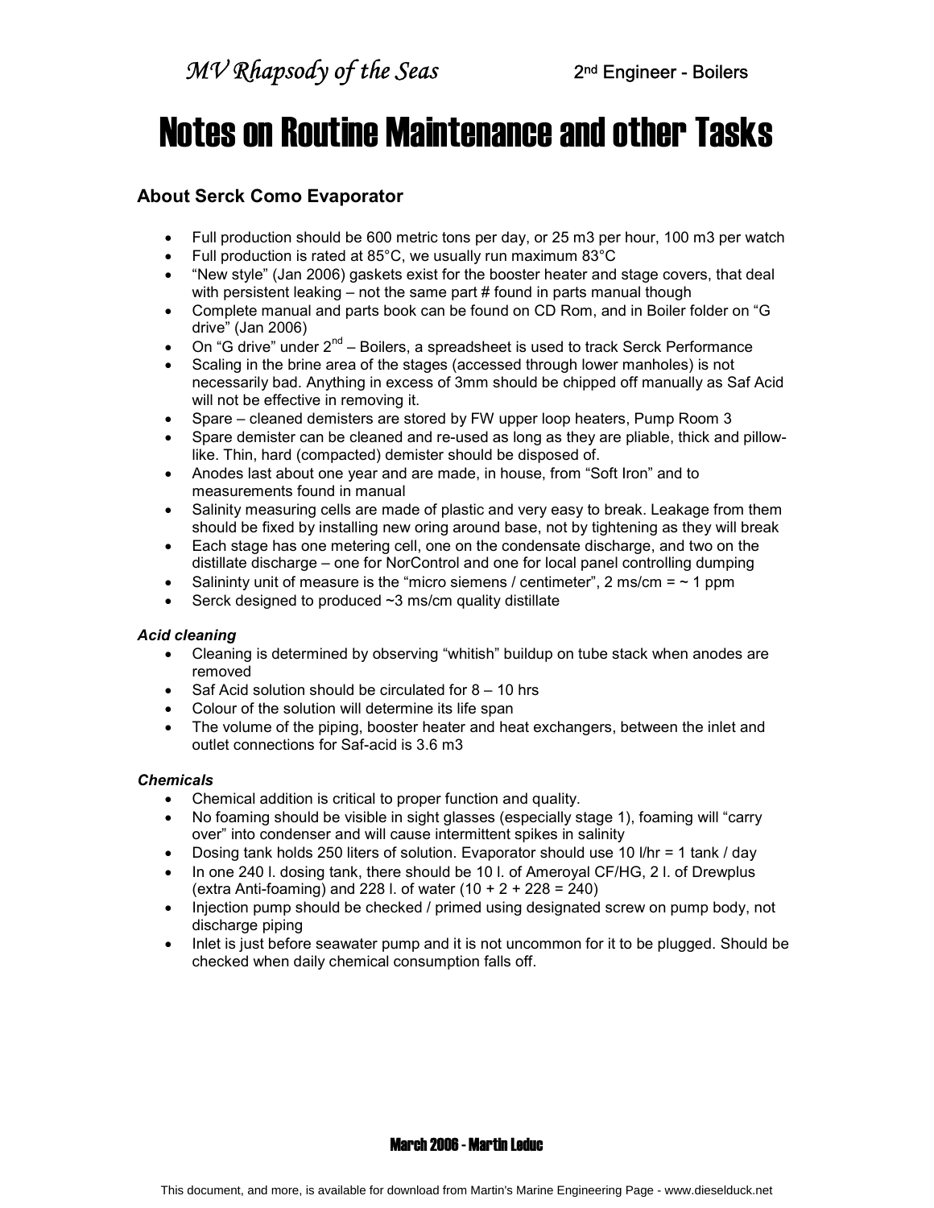# Notes on Routine Maintenance and other Tasks

## About Serck Como Evaporator

- Full production should be 600 metric tons per day, or 25 m3 per hour, 100 m3 per watch
- Full production is rated at 85°C, we usually run maximum 83°C
- "New style" (Jan 2006) gaskets exist for the booster heater and stage covers, that deal with persistent leaking – not the same part # found in parts manual though
- Complete manual and parts book can be found on CD Rom, and in Boiler folder on "G drive" (Jan 2006)
- On "G drive" under 2nd – Boilers, a spreadsheet is used to track Serck Performance
- Scaling in the brine area of the stages (accessed through lower manholes) is not necessarily bad. Anything in excess of 3mm should be chipped off manually as Saf Acid will not be effective in removing it.
- Spare – cleaned demisters are stored by FW upper loop heaters, Pump Room 3
- Spare demister can be cleaned and re-used as long as they are pliable, thick and pillow-like. Thin, hard (compacted) demister should be disposed of.
- Anodes last about one year and are made, in house, from "Soft Iron" and to measurements found in manual
- Salinity measuring cells are made of plastic and very easy to break. Leakage from them should be fixed by installing new oring around base, not by tightening as they will break
- Each stage has one metering cell, one on the condensate discharge, and two on the distillate discharge – one for NorControl and one for local panel controlling dumping
- Salininty unit of measure is the "micro siemens / centimeter", 2 ms/cm = ~ 1 ppm
- Serck designed to produced ~3 ms/cm quality distillate

### *Acid cleaning*

- Cleaning is determined by observing "whitish" buildup on tube stack when anodes are removed
- Saf Acid solution should be circulated for 8 – 10 hrs
- Colour of the solution will determine its life span
- The volume of the piping, booster heater and heat exchangers, between the inlet and outlet connections for Saf-acid is 3.6 m3

### *Chemicals*

- Chemical addition is critical to proper function and quality.
- No foaming should be visible in sight glasses (especially stage 1), foaming will "carry over" into condenser and will cause intermittent spikes in salinity
- Dosing tank holds 250 liters of solution. Evaporator should use 10 l/hr = 1 tank / day
- In one 240 l. dosing tank, there should be 10 l. of Ameroyal CF/HG, 2 l. of Drewplus (extra Anti-foaming) and 228 l. of water (10 + 2 + 228 = 240)
- Injection pump should be checked / primed using designated screw on pump body, not discharge piping
- Inlet is just before seawater pump and it is not uncommon for it to be plugged. Should be checked when daily chemical consumption falls off.

March 2006 - Martin Leduc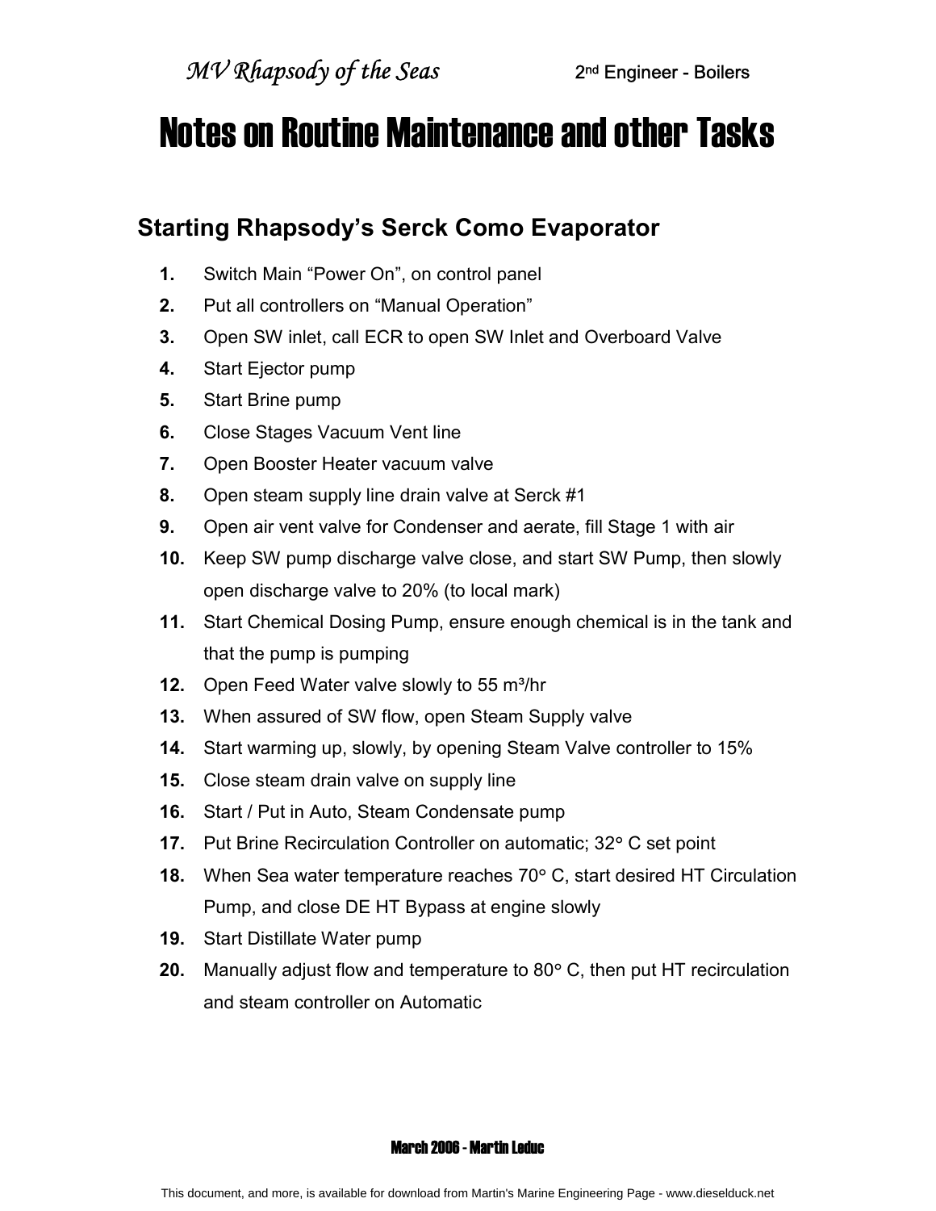# Notes on Routine Maintenance and other Tasks

## Starting Rhapsody's Serck Como Evaporator

1. Switch Main "Power On", on control panel
2. Put all controllers on "Manual Operation"
3. Open SW inlet, call ECR to open SW Inlet and Overboard Valve
4. Start Ejector pump
5. Start Brine pump
6. Close Stages Vacuum Vent line
7. Open Booster Heater vacuum valve
8. Open steam supply line drain valve at Serck #1
9. Open air vent valve for Condenser and aerate, fill Stage 1 with air
10. Keep SW pump discharge valve close, and start SW Pump, then slowly open discharge valve to 20% (to local mark)
11. Start Chemical Dosing Pump, ensure enough chemical is in the tank and that the pump is pumping
12. Open Feed Water valve slowly to 55 m³/hr
13. When assured of SW flow, open Steam Supply valve
14. Start warming up, slowly, by opening Steam Valve controller to 15%
15. Close steam drain valve on supply line
16. Start / Put in Auto, Steam Condensate pump
17. Put Brine Recirculation Controller on automatic; 32° C set point
18. When Sea water temperature reaches 70° C, start desired HT Circulation Pump, and close DE HT Bypass at engine slowly
19. Start Distillate Water pump
20. Manually adjust flow and temperature to 80° C, then put HT recirculation and steam controller on Automatic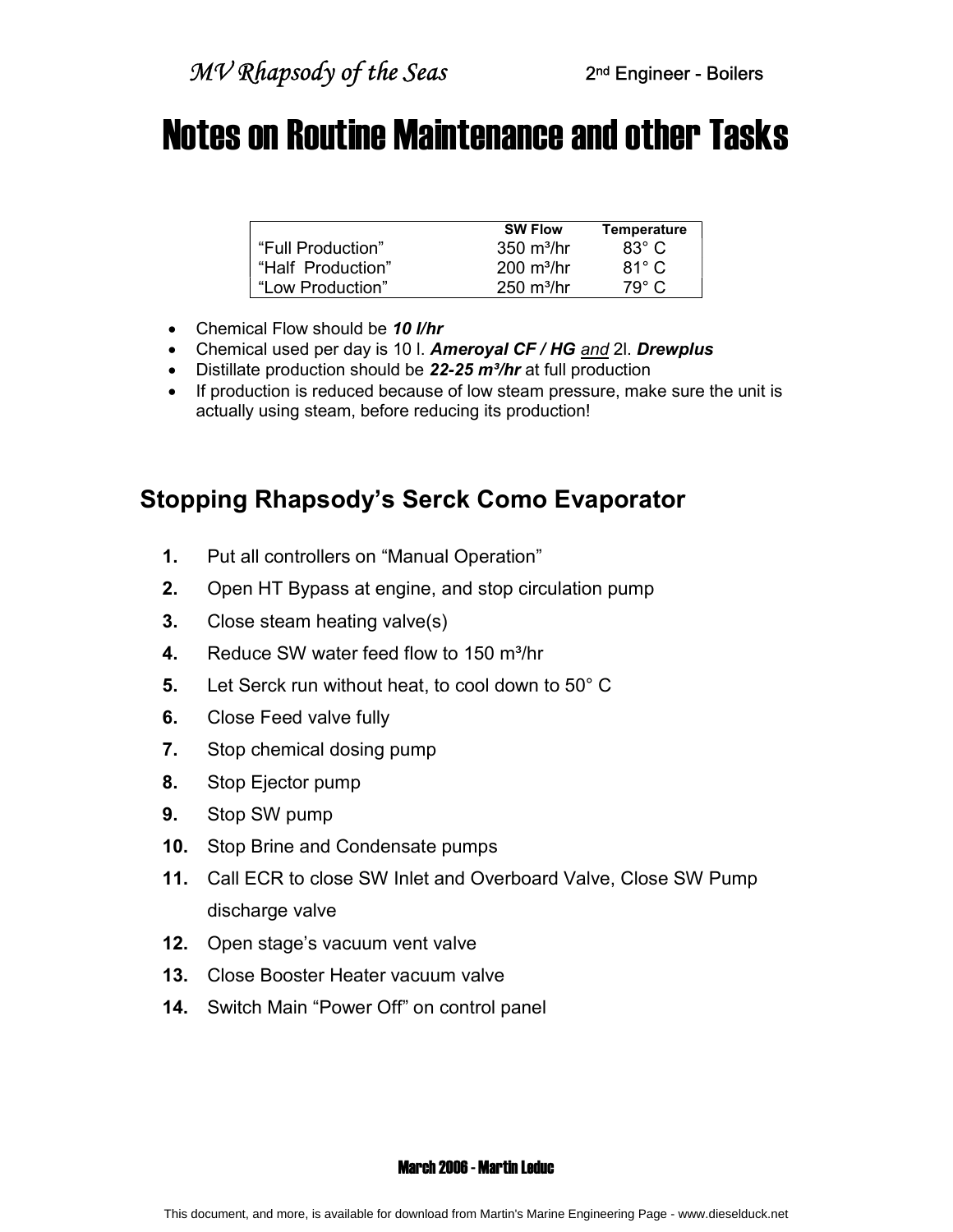# Notes on Routine Maintenance and other Tasks

| | SW Flow | Temperature |
|---|---|---|
| "Full Production" | 350 m³/hr | 83° C |
| "Half Production" | 200 m³/hr | 81° C |
| "Low Production" | 250 m³/hr | 79° C |

- Chemical Flow should be ***10 l/hr***
- Chemical used per day is 10 l. ***Ameroyal CF / HG*** *and* 2l. ***Drewplus***
- Distillate production should be ***22-25 m³/hr*** at full production
- If production is reduced because of low steam pressure, make sure the unit is actually using steam, before reducing its production!

## Stopping Rhapsody's Serck Como Evaporator

1. Put all controllers on "Manual Operation"
2. Open HT Bypass at engine, and stop circulation pump
3. Close steam heating valve(s)
4. Reduce SW water feed flow to 150 m³/hr
5. Let Serck run without heat, to cool down to 50° C
6. Close Feed valve fully
7. Stop chemical dosing pump
8. Stop Ejector pump
9. Stop SW pump
10. Stop Brine and Condensate pumps
11. Call ECR to close SW Inlet and Overboard Valve, Close SW Pump discharge valve
12. Open stage's vacuum vent valve
13. Close Booster Heater vacuum valve
14. Switch Main "Power Off" on control panel